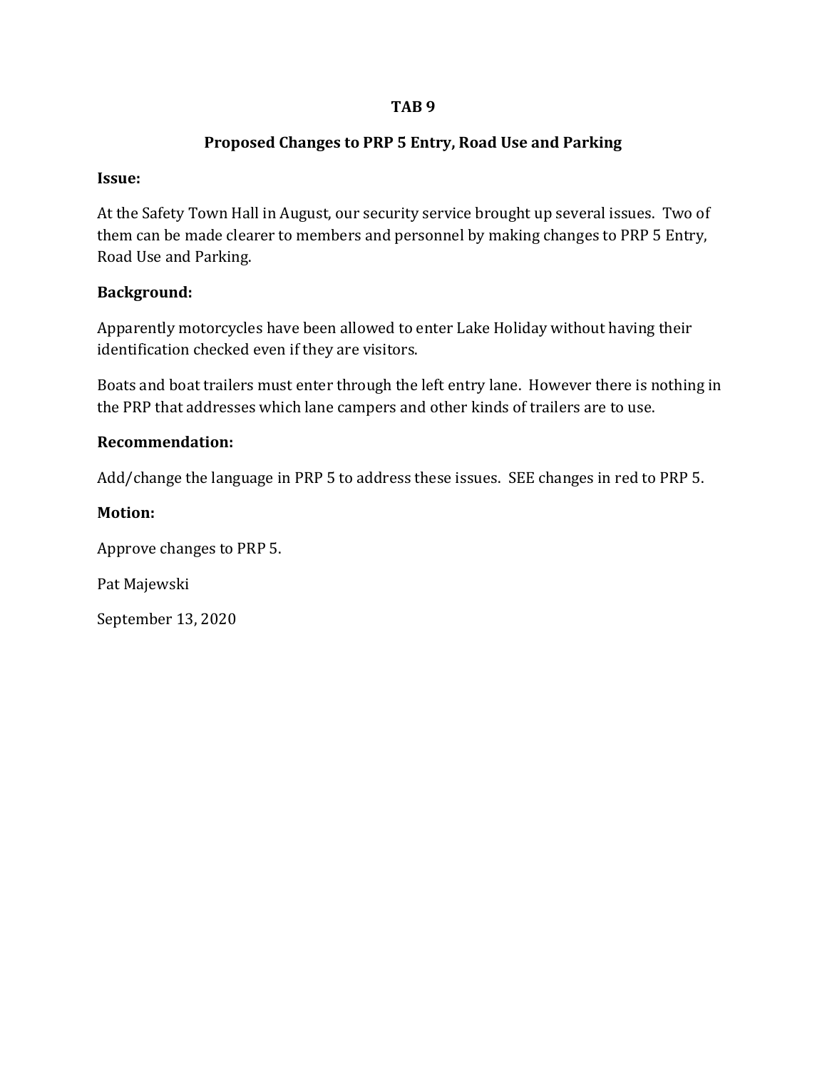# TAB 9

## Proposed Changes to PRP 5 Entry, Road Use and Parking

**Issue:**

At the Safety Town Hall in August, our security service brought up several issues. Two of them can be made clearer to members and personnel by making changes to PRP 5 Entry, Road Use and Parking.

**Background:**

Apparently motorcycles have been allowed to enter Lake Holiday without having their identification checked even if they are visitors.

Boats and boat trailers must enter through the left entry lane. However there is nothing in the PRP that addresses which lane campers and other kinds of trailers are to use.

**Recommendation:**

Add/change the language in PRP 5 to address these issues. SEE changes in red to PRP 5.

**Motion:**

Approve changes to PRP 5.

Pat Majewski

September 13, 2020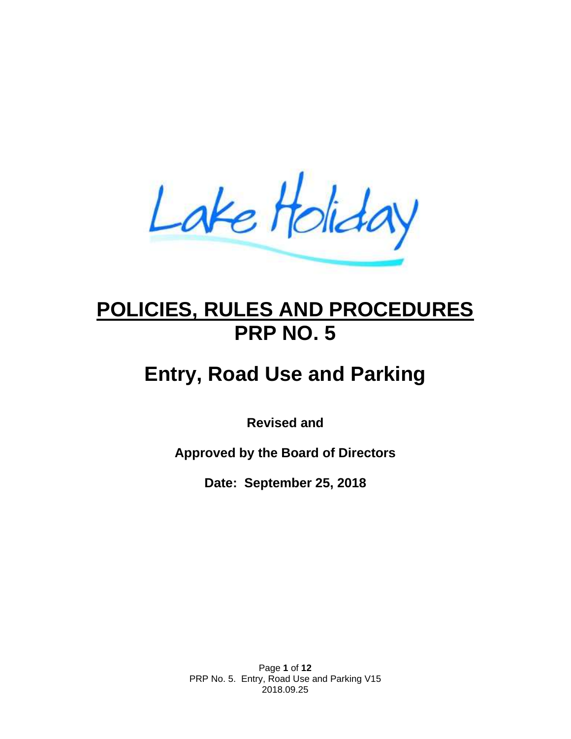Lake Holiday

# POLICIES, RULES AND PROCEDURES
# PRP NO. 5

# Entry, Road Use and Parking

**Revised and**

**Approved by the Board of Directors**

**Date: September 25, 2018**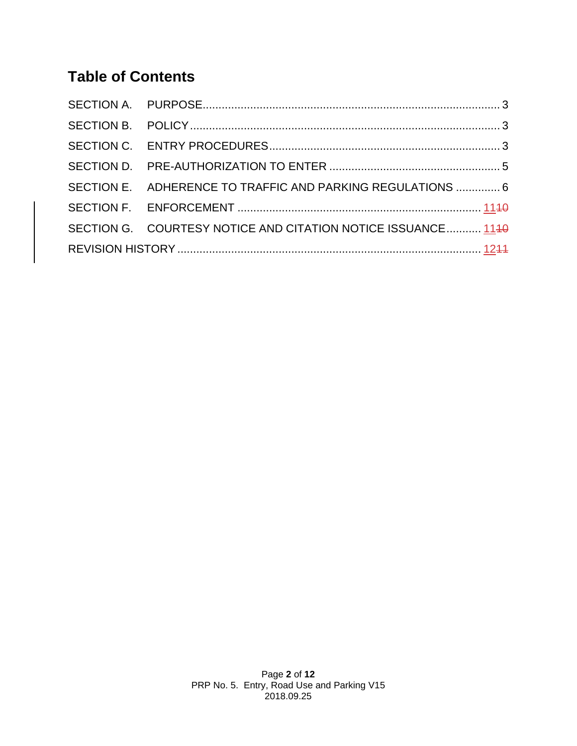## Table of Contents

SECTION A. PURPOSE ............ 3

SECTION B. POLICY ............ 3

SECTION C. ENTRY PROCEDURES ............ 3

SECTION D. PRE-AUTHORIZATION TO ENTER ............ 5

SECTION E. ADHERENCE TO TRAFFIC AND PARKING REGULATIONS ............ 6

SECTION F. ENFORCEMENT ............ 11~~10~~

SECTION G. COURTESY NOTICE AND CITATION NOTICE ISSUANCE ............ 11~~10~~

REVISION HISTORY ............ 12~~11~~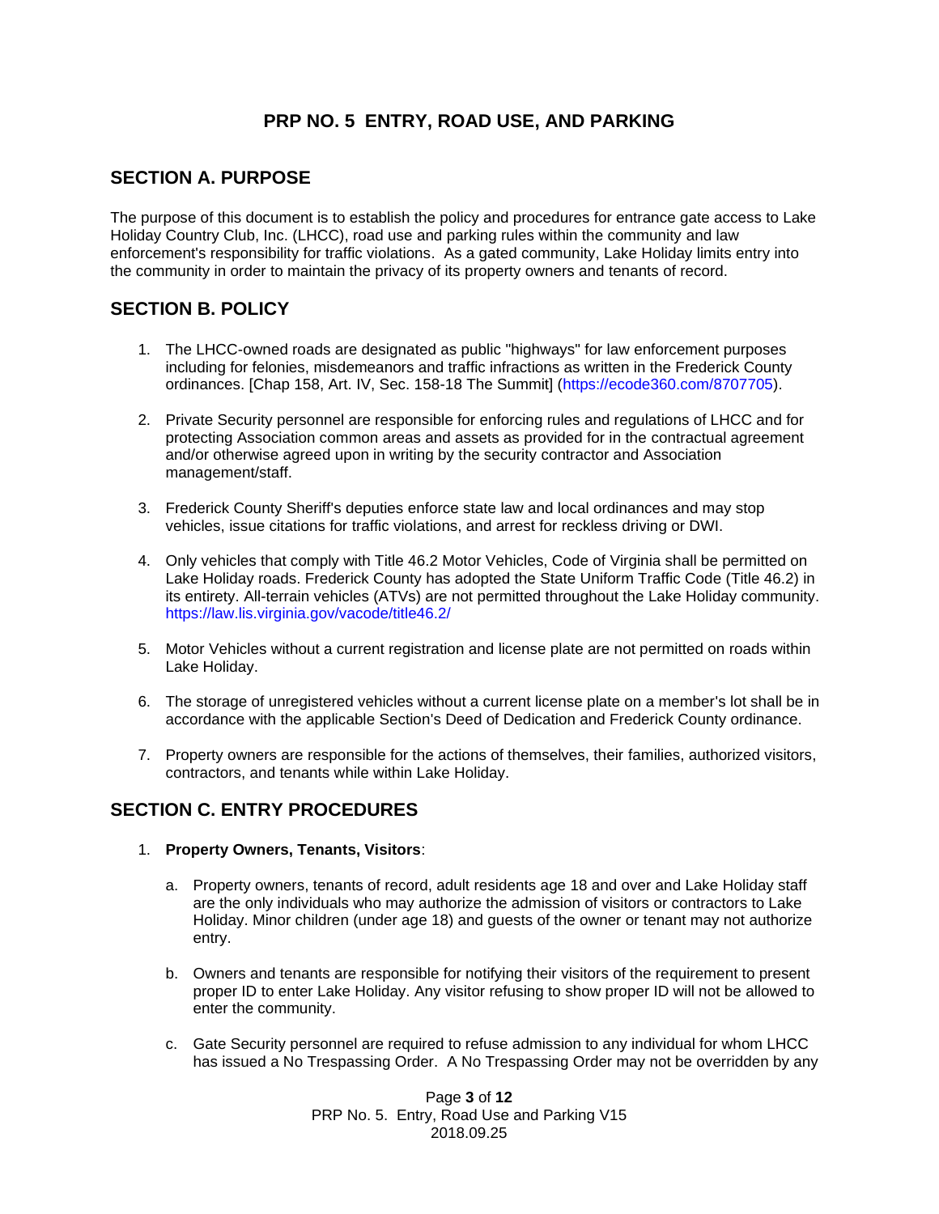# PRP NO. 5 ENTRY, ROAD USE, AND PARKING

## SECTION A. PURPOSE

The purpose of this document is to establish the policy and procedures for entrance gate access to Lake Holiday Country Club, Inc. (LHCC), road use and parking rules within the community and law enforcement's responsibility for traffic violations. As a gated community, Lake Holiday limits entry into the community in order to maintain the privacy of its property owners and tenants of record.

## SECTION B. POLICY

1. The LHCC-owned roads are designated as public "highways" for law enforcement purposes including for felonies, misdemeanors and traffic infractions as written in the Frederick County ordinances. [Chap 158, Art. IV, Sec. 158-18 The Summit] (https://ecode360.com/8707705).

2. Private Security personnel are responsible for enforcing rules and regulations of LHCC and for protecting Association common areas and assets as provided for in the contractual agreement and/or otherwise agreed upon in writing by the security contractor and Association management/staff.

3. Frederick County Sheriff's deputies enforce state law and local ordinances and may stop vehicles, issue citations for traffic violations, and arrest for reckless driving or DWI.

4. Only vehicles that comply with Title 46.2 Motor Vehicles, Code of Virginia shall be permitted on Lake Holiday roads. Frederick County has adopted the State Uniform Traffic Code (Title 46.2) in its entirety. All-terrain vehicles (ATVs) are not permitted throughout the Lake Holiday community. https://law.lis.virginia.gov/vacode/title46.2/

5. Motor Vehicles without a current registration and license plate are not permitted on roads within Lake Holiday.

6. The storage of unregistered vehicles without a current license plate on a member's lot shall be in accordance with the applicable Section's Deed of Dedication and Frederick County ordinance.

7. Property owners are responsible for the actions of themselves, their families, authorized visitors, contractors, and tenants while within Lake Holiday.

## SECTION C. ENTRY PROCEDURES

1. **Property Owners, Tenants, Visitors**:

   a. Property owners, tenants of record, adult residents age 18 and over and Lake Holiday staff are the only individuals who may authorize the admission of visitors or contractors to Lake Holiday. Minor children (under age 18) and guests of the owner or tenant may not authorize entry.

   b. Owners and tenants are responsible for notifying their visitors of the requirement to present proper ID to enter Lake Holiday. Any visitor refusing to show proper ID will not be allowed to enter the community.

   c. Gate Security personnel are required to refuse admission to any individual for whom LHCC has issued a No Trespassing Order. A No Trespassing Order may not be overridden by any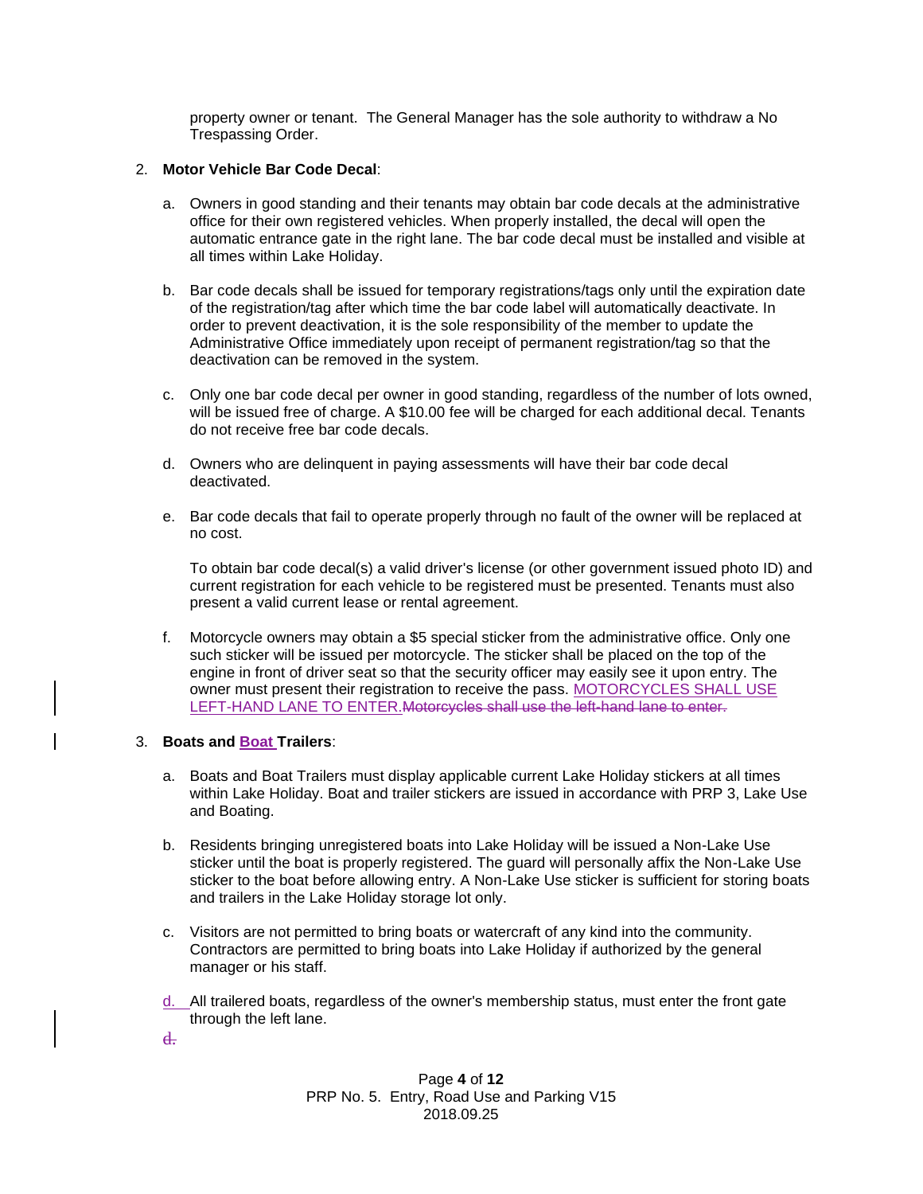property owner or tenant. The General Manager has the sole authority to withdraw a No Trespassing Order.

2. **Motor Vehicle Bar Code Decal**:

   a. Owners in good standing and their tenants may obtain bar code decals at the administrative office for their own registered vehicles. When properly installed, the decal will open the automatic entrance gate in the right lane. The bar code decal must be installed and visible at all times within Lake Holiday.

   b. Bar code decals shall be issued for temporary registrations/tags only until the expiration date of the registration/tag after which time the bar code label will automatically deactivate. In order to prevent deactivation, it is the sole responsibility of the member to update the Administrative Office immediately upon receipt of permanent registration/tag so that the deactivation can be removed in the system.

   c. Only one bar code decal per owner in good standing, regardless of the number of lots owned, will be issued free of charge. A $10.00 fee will be charged for each additional decal. Tenants do not receive free bar code decals.

   d. Owners who are delinquent in paying assessments will have their bar code decal deactivated.

   e. Bar code decals that fail to operate properly through no fault of the owner will be replaced at no cost.

   To obtain bar code decal(s) a valid driver's license (or other government issued photo ID) and current registration for each vehicle to be registered must be presented. Tenants must also present a valid current lease or rental agreement.

   f. Motorcycle owners may obtain a $5 special sticker from the administrative office. Only one such sticker will be issued per motorcycle. The sticker shall be placed on the top of the engine in front of driver seat so that the security officer may easily see it upon entry. The owner must present their registration to receive the pass. MOTORCYCLES SHALL USE LEFT-HAND LANE TO ENTER.~~Motorcycles shall use the left-hand lane to enter.~~

3. **Boats and Boat Trailers**:

   a. Boats and Boat Trailers must display applicable current Lake Holiday stickers at all times within Lake Holiday. Boat and trailer stickers are issued in accordance with PRP 3, Lake Use and Boating.

   b. Residents bringing unregistered boats into Lake Holiday will be issued a Non-Lake Use sticker until the boat is properly registered. The guard will personally affix the Non-Lake Use sticker to the boat before allowing entry. A Non-Lake Use sticker is sufficient for storing boats and trailers in the Lake Holiday storage lot only.

   c. Visitors are not permitted to bring boats or watercraft of any kind into the community. Contractors are permitted to bring boats into Lake Holiday if authorized by the general manager or his staff.

   d. All trailered boats, regardless of the owner's membership status, must enter the front gate through the left lane.

   ~~d.~~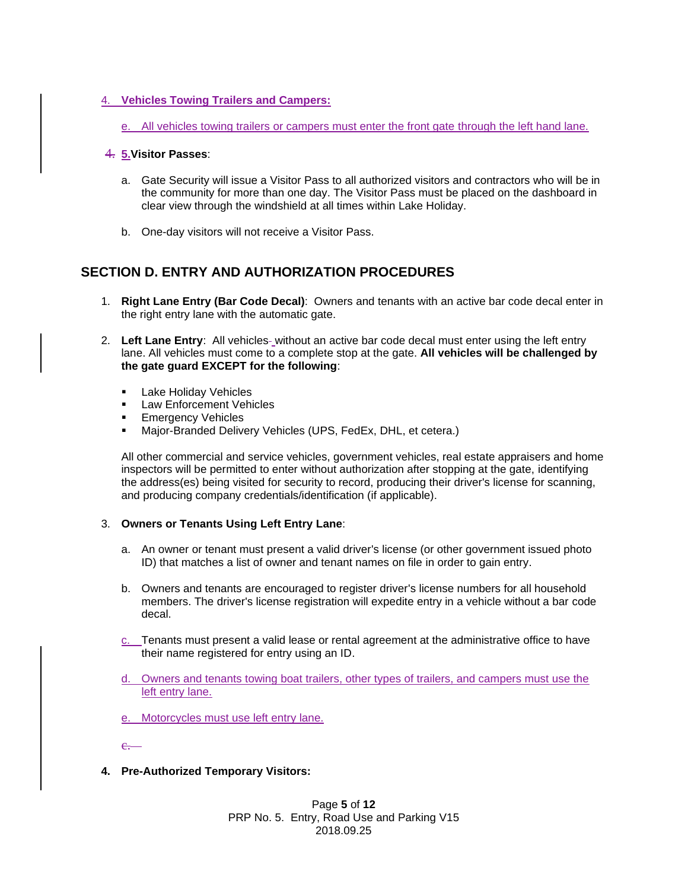4. **Vehicles Towing Trailers and Campers:**

   e. All vehicles towing trailers or campers must enter the front gate through the left hand lane.

~~4.~~ **5. Visitor Passes**:

   a. Gate Security will issue a Visitor Pass to all authorized visitors and contractors who will be in the community for more than one day. The Visitor Pass must be placed on the dashboard in clear view through the windshield at all times within Lake Holiday.

   b. One-day visitors will not receive a Visitor Pass.

## SECTION D. ENTRY AND AUTHORIZATION PROCEDURES

1. **Right Lane Entry (Bar Code Decal)**: Owners and tenants with an active bar code decal enter in the right entry lane with the automatic gate.

2. **Left Lane Entry**: All vehicles without an active bar code decal must enter using the left entry lane. All vehicles must come to a complete stop at the gate. **All vehicles will be challenged by the gate guard EXCEPT for the following**:

   - Lake Holiday Vehicles
   - Law Enforcement Vehicles
   - Emergency Vehicles
   - Major-Branded Delivery Vehicles (UPS, FedEx, DHL, et cetera.)

   All other commercial and service vehicles, government vehicles, real estate appraisers and home inspectors will be permitted to enter without authorization after stopping at the gate, identifying the address(es) being visited for security to record, producing their driver's license for scanning, and producing company credentials/identification (if applicable).

3. **Owners or Tenants Using Left Entry Lane**:

   a. An owner or tenant must present a valid driver's license (or other government issued photo ID) that matches a list of owner and tenant names on file in order to gain entry.

   b. Owners and tenants are encouraged to register driver's license numbers for all household members. The driver's license registration will expedite entry in a vehicle without a bar code decal.

   c. Tenants must present a valid lease or rental agreement at the administrative office to have their name registered for entry using an ID.

   d. Owners and tenants towing boat trailers, other types of trailers, and campers must use the left entry lane.

   e. Motorcycles must use left entry lane.

   ~~c.~~

4. **Pre-Authorized Temporary Visitors:**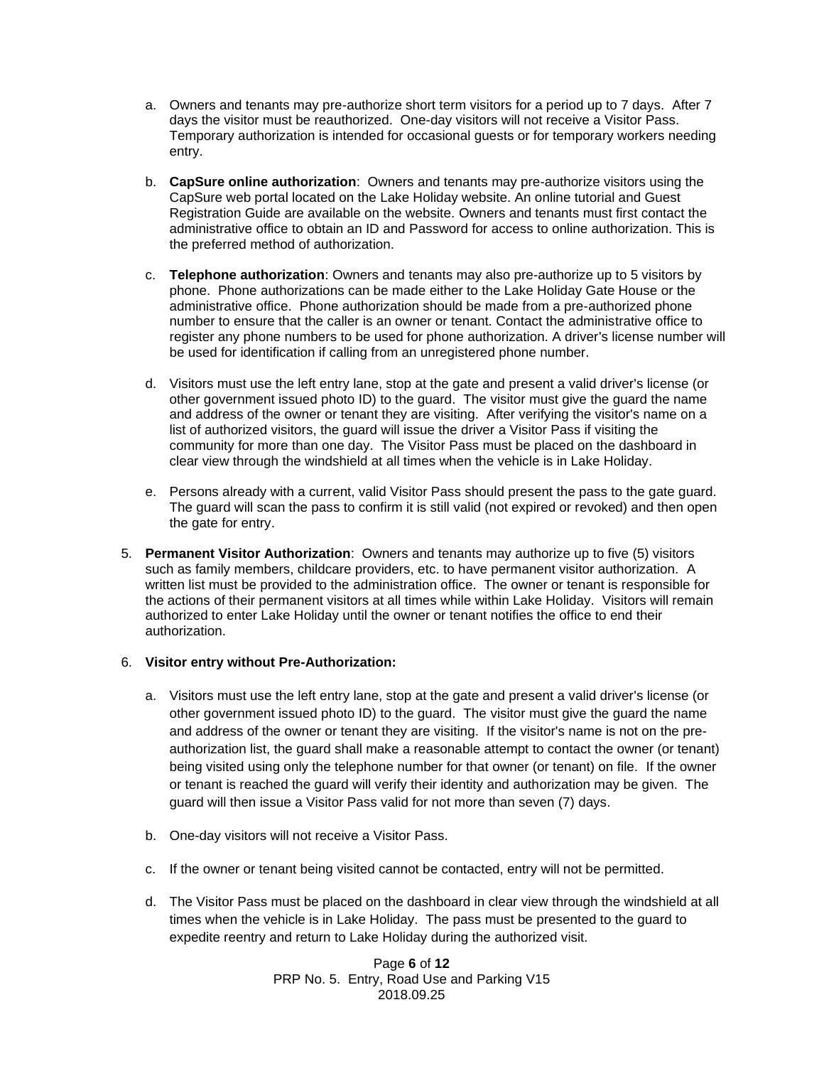a. Owners and tenants may pre-authorize short term visitors for a period up to 7 days. After 7 days the visitor must be reauthorized. One-day visitors will not receive a Visitor Pass. Temporary authorization is intended for occasional guests or for temporary workers needing entry.

b. **CapSure online authorization**: Owners and tenants may pre-authorize visitors using the CapSure web portal located on the Lake Holiday website. An online tutorial and Guest Registration Guide are available on the website. Owners and tenants must first contact the administrative office to obtain an ID and Password for access to online authorization. This is the preferred method of authorization.

c. **Telephone authorization**: Owners and tenants may also pre-authorize up to 5 visitors by phone. Phone authorizations can be made either to the Lake Holiday Gate House or the administrative office. Phone authorization should be made from a pre-authorized phone number to ensure that the caller is an owner or tenant. Contact the administrative office to register any phone numbers to be used for phone authorization. A driver's license number will be used for identification if calling from an unregistered phone number.

d. Visitors must use the left entry lane, stop at the gate and present a valid driver's license (or other government issued photo ID) to the guard. The visitor must give the guard the name and address of the owner or tenant they are visiting. After verifying the visitor's name on a list of authorized visitors, the guard will issue the driver a Visitor Pass if visiting the community for more than one day. The Visitor Pass must be placed on the dashboard in clear view through the windshield at all times when the vehicle is in Lake Holiday.

e. Persons already with a current, valid Visitor Pass should present the pass to the gate guard. The guard will scan the pass to confirm it is still valid (not expired or revoked) and then open the gate for entry.

5. **Permanent Visitor Authorization**: Owners and tenants may authorize up to five (5) visitors such as family members, childcare providers, etc. to have permanent visitor authorization. A written list must be provided to the administration office. The owner or tenant is responsible for the actions of their permanent visitors at all times while within Lake Holiday. Visitors will remain authorized to enter Lake Holiday until the owner or tenant notifies the office to end their authorization.

6. **Visitor entry without Pre-Authorization:**

   a. Visitors must use the left entry lane, stop at the gate and present a valid driver's license (or other government issued photo ID) to the guard. The visitor must give the guard the name and address of the owner or tenant they are visiting. If the visitor's name is not on the pre-authorization list, the guard shall make a reasonable attempt to contact the owner (or tenant) being visited using only the telephone number for that owner (or tenant) on file. If the owner or tenant is reached the guard will verify their identity and authorization may be given. The guard will then issue a Visitor Pass valid for not more than seven (7) days.

   b. One-day visitors will not receive a Visitor Pass.

   c. If the owner or tenant being visited cannot be contacted, entry will not be permitted.

   d. The Visitor Pass must be placed on the dashboard in clear view through the windshield at all times when the vehicle is in Lake Holiday. The pass must be presented to the guard to expedite reentry and return to Lake Holiday during the authorized visit.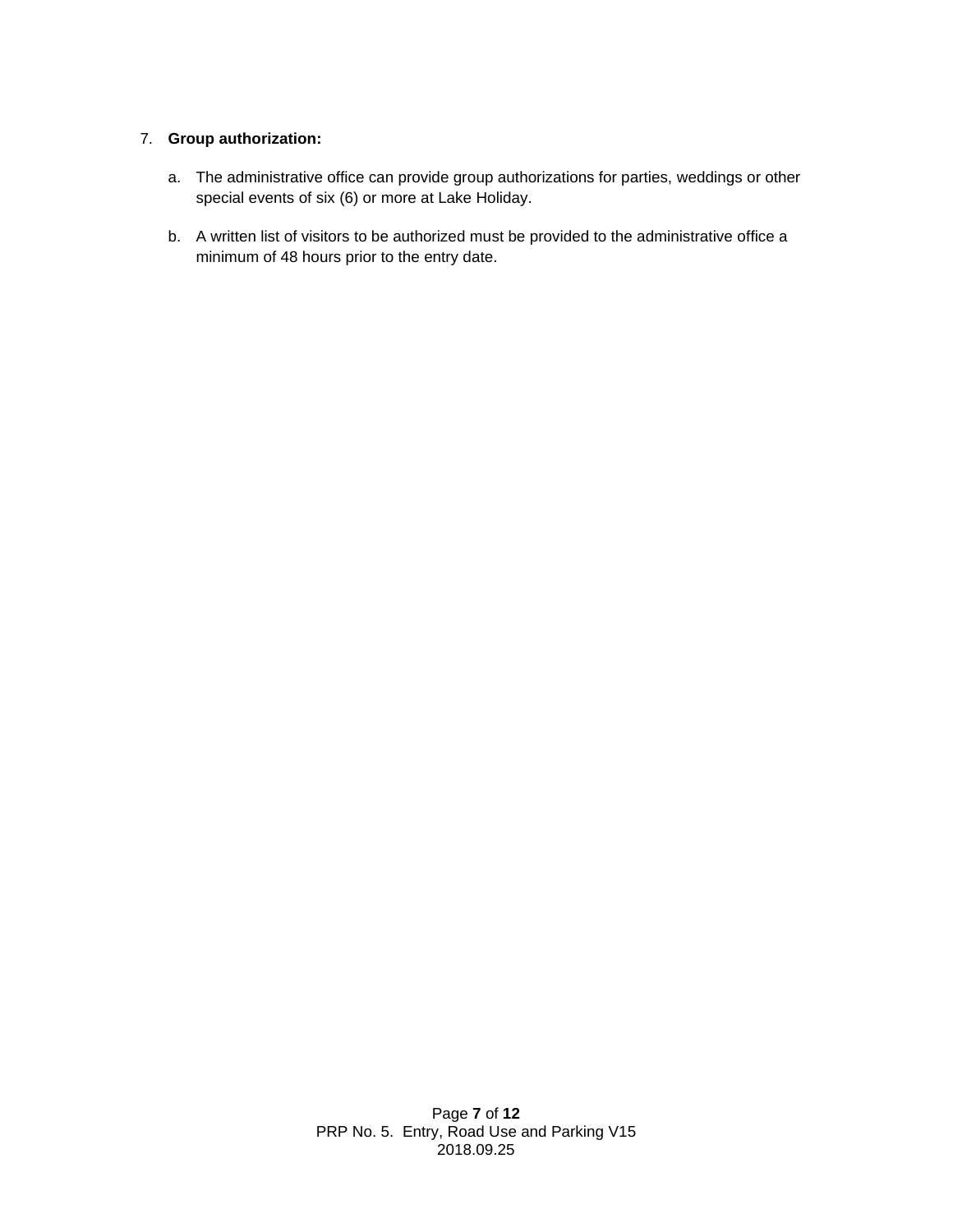7. **Group authorization:**

    a. The administrative office can provide group authorizations for parties, weddings or other special events of six (6) or more at Lake Holiday.

    b. A written list of visitors to be authorized must be provided to the administrative office a minimum of 48 hours prior to the entry date.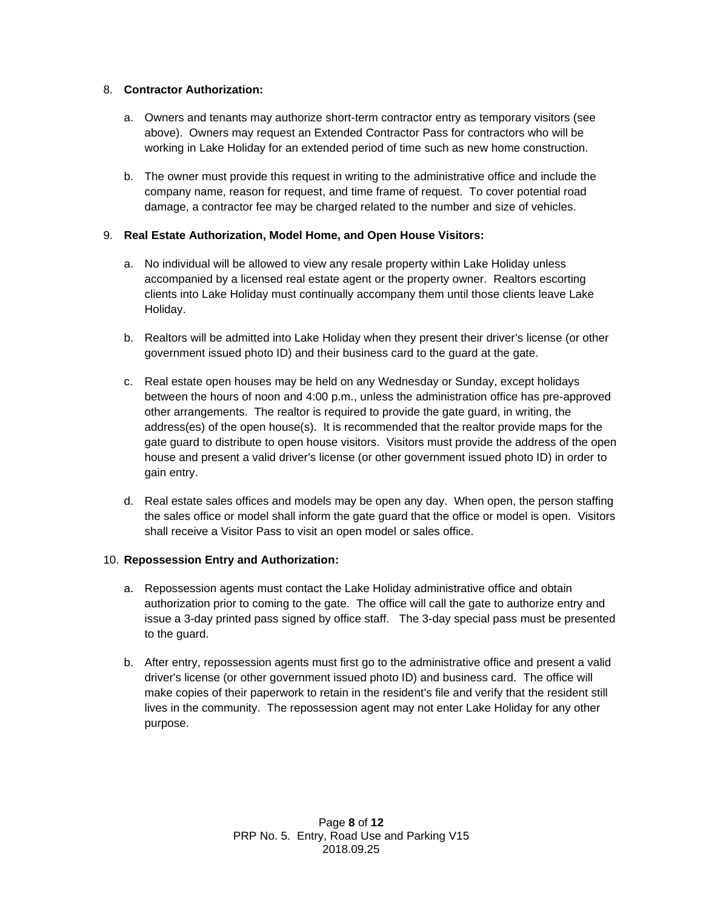8. **Contractor Authorization:**

   a. Owners and tenants may authorize short-term contractor entry as temporary visitors (see above). Owners may request an Extended Contractor Pass for contractors who will be working in Lake Holiday for an extended period of time such as new home construction.

   b. The owner must provide this request in writing to the administrative office and include the company name, reason for request, and time frame of request. To cover potential road damage, a contractor fee may be charged related to the number and size of vehicles.

9. **Real Estate Authorization, Model Home, and Open House Visitors:**

   a. No individual will be allowed to view any resale property within Lake Holiday unless accompanied by a licensed real estate agent or the property owner. Realtors escorting clients into Lake Holiday must continually accompany them until those clients leave Lake Holiday.

   b. Realtors will be admitted into Lake Holiday when they present their driver's license (or other government issued photo ID) and their business card to the guard at the gate.

   c. Real estate open houses may be held on any Wednesday or Sunday, except holidays between the hours of noon and 4:00 p.m., unless the administration office has pre-approved other arrangements. The realtor is required to provide the gate guard, in writing, the address(es) of the open house(s). It is recommended that the realtor provide maps for the gate guard to distribute to open house visitors. Visitors must provide the address of the open house and present a valid driver's license (or other government issued photo ID) in order to gain entry.

   d. Real estate sales offices and models may be open any day. When open, the person staffing the sales office or model shall inform the gate guard that the office or model is open. Visitors shall receive a Visitor Pass to visit an open model or sales office.

10. **Repossession Entry and Authorization:**

    a. Repossession agents must contact the Lake Holiday administrative office and obtain authorization prior to coming to the gate. The office will call the gate to authorize entry and issue a 3-day printed pass signed by office staff. The 3-day special pass must be presented to the guard.

    b. After entry, repossession agents must first go to the administrative office and present a valid driver's license (or other government issued photo ID) and business card. The office will make copies of their paperwork to retain in the resident's file and verify that the resident still lives in the community. The repossession agent may not enter Lake Holiday for any other purpose.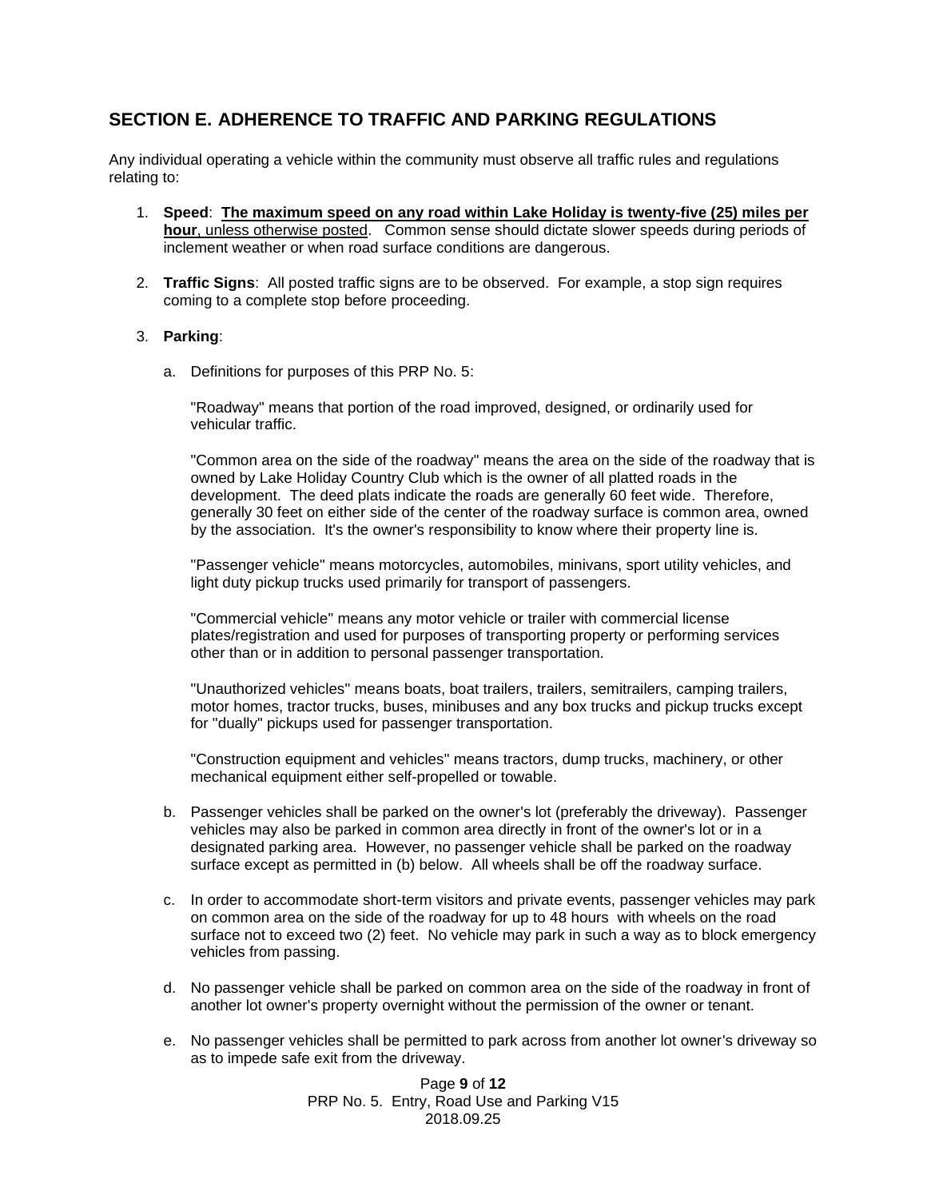## SECTION E. ADHERENCE TO TRAFFIC AND PARKING REGULATIONS

Any individual operating a vehicle within the community must observe all traffic rules and regulations relating to:

1. **Speed**: **The maximum speed on any road within Lake Holiday is twenty-five (25) miles per hour**, unless otherwise posted. Common sense should dictate slower speeds during periods of inclement weather or when road surface conditions are dangerous.

2. **Traffic Signs**: All posted traffic signs are to be observed. For example, a stop sign requires coming to a complete stop before proceeding.

3. **Parking**:

   a. Definitions for purposes of this PRP No. 5:

      "Roadway" means that portion of the road improved, designed, or ordinarily used for vehicular traffic.

      "Common area on the side of the roadway" means the area on the side of the roadway that is owned by Lake Holiday Country Club which is the owner of all platted roads in the development. The deed plats indicate the roads are generally 60 feet wide. Therefore, generally 30 feet on either side of the center of the roadway surface is common area, owned by the association. It's the owner's responsibility to know where their property line is.

      "Passenger vehicle" means motorcycles, automobiles, minivans, sport utility vehicles, and light duty pickup trucks used primarily for transport of passengers.

      "Commercial vehicle" means any motor vehicle or trailer with commercial license plates/registration and used for purposes of transporting property or performing services other than or in addition to personal passenger transportation.

      "Unauthorized vehicles" means boats, boat trailers, trailers, semitrailers, camping trailers, motor homes, tractor trucks, buses, minibuses and any box trucks and pickup trucks except for "dually" pickups used for passenger transportation.

      "Construction equipment and vehicles" means tractors, dump trucks, machinery, or other mechanical equipment either self-propelled or towable.

   b. Passenger vehicles shall be parked on the owner's lot (preferably the driveway). Passenger vehicles may also be parked in common area directly in front of the owner's lot or in a designated parking area. However, no passenger vehicle shall be parked on the roadway surface except as permitted in (b) below. All wheels shall be off the roadway surface.

   c. In order to accommodate short-term visitors and private events, passenger vehicles may park on common area on the side of the roadway for up to 48 hours with wheels on the road surface not to exceed two (2) feet. No vehicle may park in such a way as to block emergency vehicles from passing.

   d. No passenger vehicle shall be parked on common area on the side of the roadway in front of another lot owner's property overnight without the permission of the owner or tenant.

   e. No passenger vehicles shall be permitted to park across from another lot owner's driveway so as to impede safe exit from the driveway.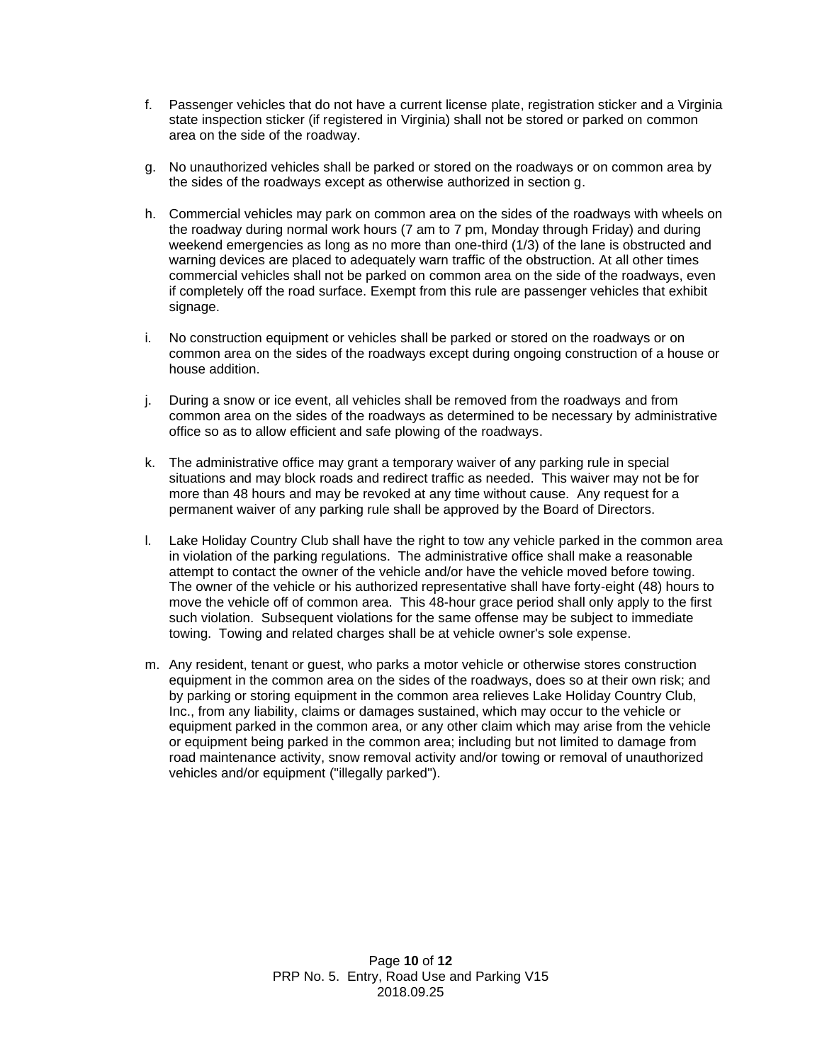f. Passenger vehicles that do not have a current license plate, registration sticker and a Virginia state inspection sticker (if registered in Virginia) shall not be stored or parked on common area on the side of the roadway.

g. No unauthorized vehicles shall be parked or stored on the roadways or on common area by the sides of the roadways except as otherwise authorized in section g.

h. Commercial vehicles may park on common area on the sides of the roadways with wheels on the roadway during normal work hours (7 am to 7 pm, Monday through Friday) and during weekend emergencies as long as no more than one-third (1/3) of the lane is obstructed and warning devices are placed to adequately warn traffic of the obstruction. At all other times commercial vehicles shall not be parked on common area on the side of the roadways, even if completely off the road surface. Exempt from this rule are passenger vehicles that exhibit signage.

i. No construction equipment or vehicles shall be parked or stored on the roadways or on common area on the sides of the roadways except during ongoing construction of a house or house addition.

j. During a snow or ice event, all vehicles shall be removed from the roadways and from common area on the sides of the roadways as determined to be necessary by administrative office so as to allow efficient and safe plowing of the roadways.

k. The administrative office may grant a temporary waiver of any parking rule in special situations and may block roads and redirect traffic as needed. This waiver may not be for more than 48 hours and may be revoked at any time without cause. Any request for a permanent waiver of any parking rule shall be approved by the Board of Directors.

l. Lake Holiday Country Club shall have the right to tow any vehicle parked in the common area in violation of the parking regulations. The administrative office shall make a reasonable attempt to contact the owner of the vehicle and/or have the vehicle moved before towing. The owner of the vehicle or his authorized representative shall have forty-eight (48) hours to move the vehicle off of common area. This 48-hour grace period shall only apply to the first such violation. Subsequent violations for the same offense may be subject to immediate towing. Towing and related charges shall be at vehicle owner's sole expense.

m. Any resident, tenant or guest, who parks a motor vehicle or otherwise stores construction equipment in the common area on the sides of the roadways, does so at their own risk; and by parking or storing equipment in the common area relieves Lake Holiday Country Club, Inc., from any liability, claims or damages sustained, which may occur to the vehicle or equipment parked in the common area, or any other claim which may arise from the vehicle or equipment being parked in the common area; including but not limited to damage from road maintenance activity, snow removal activity and/or towing or removal of unauthorized vehicles and/or equipment ("illegally parked").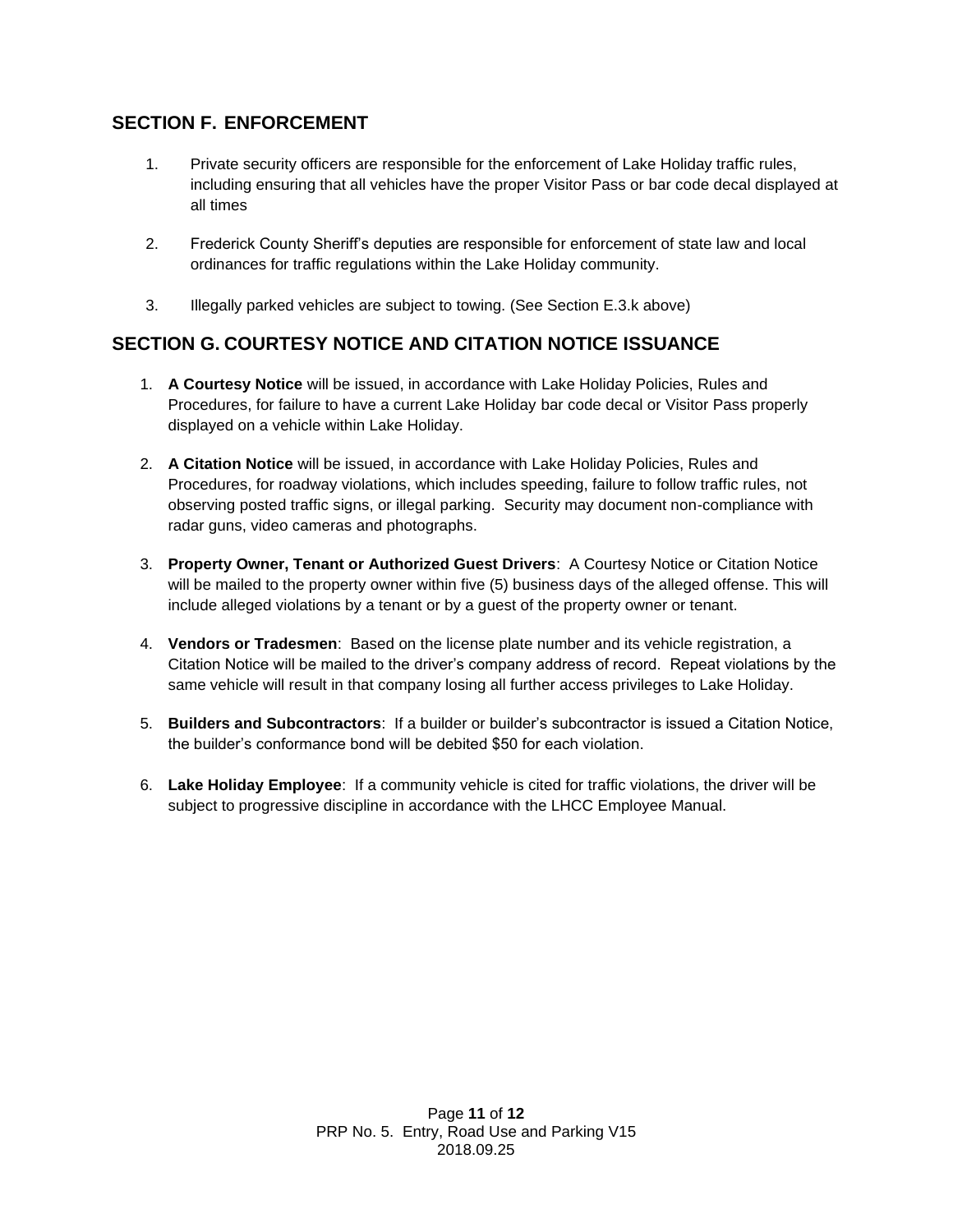## SECTION F. ENFORCEMENT

1. Private security officers are responsible for the enforcement of Lake Holiday traffic rules, including ensuring that all vehicles have the proper Visitor Pass or bar code decal displayed at all times

2. Frederick County Sheriff's deputies are responsible for enforcement of state law and local ordinances for traffic regulations within the Lake Holiday community.

3. Illegally parked vehicles are subject to towing. (See Section E.3.k above)

## SECTION G. COURTESY NOTICE AND CITATION NOTICE ISSUANCE

1. **A Courtesy Notice** will be issued, in accordance with Lake Holiday Policies, Rules and Procedures, for failure to have a current Lake Holiday bar code decal or Visitor Pass properly displayed on a vehicle within Lake Holiday.

2. **A Citation Notice** will be issued, in accordance with Lake Holiday Policies, Rules and Procedures, for roadway violations, which includes speeding, failure to follow traffic rules, not observing posted traffic signs, or illegal parking. Security may document non-compliance with radar guns, video cameras and photographs.

3. **Property Owner, Tenant or Authorized Guest Drivers**: A Courtesy Notice or Citation Notice will be mailed to the property owner within five (5) business days of the alleged offense. This will include alleged violations by a tenant or by a guest of the property owner or tenant.

4. **Vendors or Tradesmen**: Based on the license plate number and its vehicle registration, a Citation Notice will be mailed to the driver's company address of record. Repeat violations by the same vehicle will result in that company losing all further access privileges to Lake Holiday.

5. **Builders and Subcontractors**: If a builder or builder's subcontractor is issued a Citation Notice, the builder's conformance bond will be debited $50 for each violation.

6. **Lake Holiday Employee**: If a community vehicle is cited for traffic violations, the driver will be subject to progressive discipline in accordance with the LHCC Employee Manual.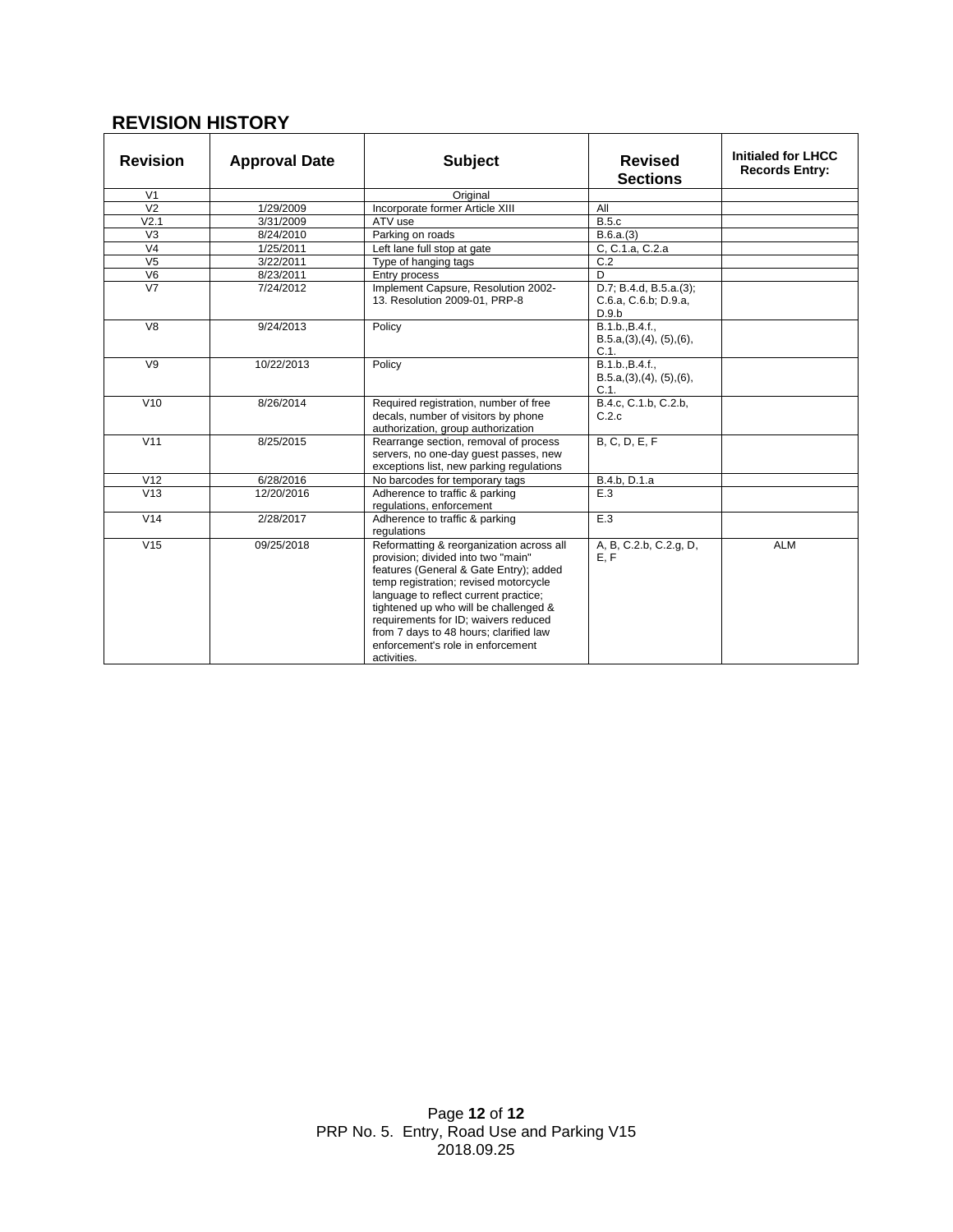## REVISION HISTORY

| Revision | Approval Date | Subject | Revised Sections | Initialed for LHCC Records Entry: |
|---|---|---|---|---|
| V1 | | Original | | |
| V2 | 1/29/2009 | Incorporate former Article XIII | All | |
| V2.1 | 3/31/2009 | ATV use | B.5.c | |
| V3 | 8/24/2010 | Parking on roads | B.6.a.(3) | |
| V4 | 1/25/2011 | Left lane full stop at gate | C, C.1.a, C.2.a | |
| V5 | 3/22/2011 | Type of hanging tags | C.2 | |
| V6 | 8/23/2011 | Entry process | D | |
| V7 | 7/24/2012 | Implement Capsure, Resolution 2002-13. Resolution 2009-01, PRP-8 | D.7; B.4.d, B.5.a.(3); C.6.a, C.6.b; D.9.a, D.9.b | |
| V8 | 9/24/2013 | Policy | B.1.b.,B.4.f., B.5.a,(3),(4), (5),(6), C.1. | |
| V9 | 10/22/2013 | Policy | B.1.b.,B.4.f., B.5.a,(3),(4), (5),(6), C.1. | |
| V10 | 8/26/2014 | Required registration, number of free decals, number of visitors by phone authorization, group authorization | B.4.c, C.1.b, C.2.b, C.2.c | |
| V11 | 8/25/2015 | Rearrange section, removal of process servers, no one-day guest passes, new exceptions list, new parking regulations | B, C, D, E, F | |
| V12 | 6/28/2016 | No barcodes for temporary tags | B.4.b, D.1.a | |
| V13 | 12/20/2016 | Adherence to traffic & parking regulations, enforcement | E.3 | |
| V14 | 2/28/2017 | Adherence to traffic & parking regulations | E.3 | |
| V15 | 09/25/2018 | Reformatting & reorganization across all provision; divided into two "main" features (General & Gate Entry); added temp registration; revised motorcycle language to reflect current practice; tightened up who will be challenged & requirements for ID; waivers reduced from 7 days to 48 hours; clarified law enforcement's role in enforcement activities. | A, B, C.2.b, C.2.g, D, E, F | ALM |